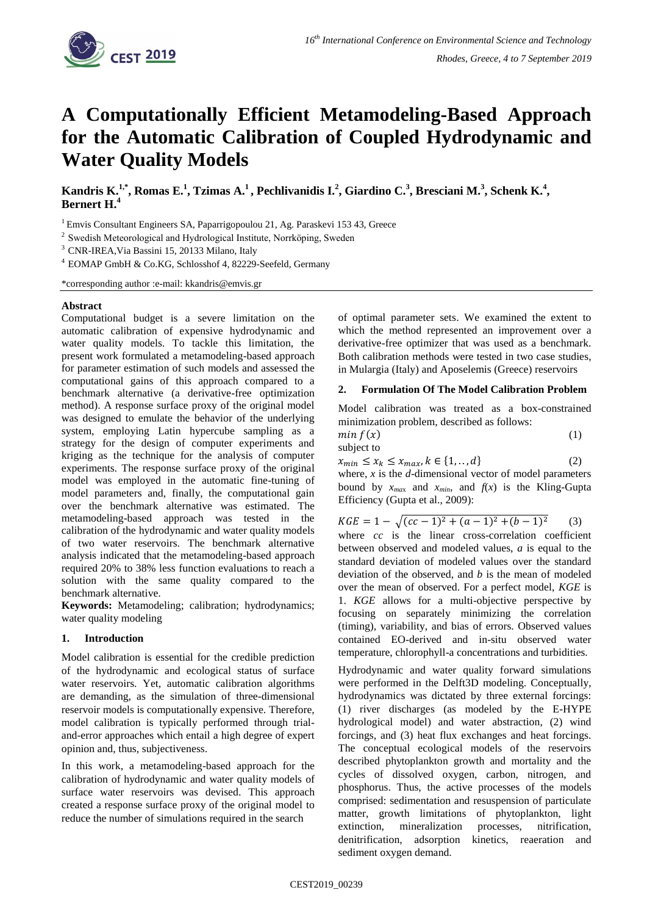# A Computationally Efficient Metamodeling-Based Approach for the Automatic Calibration of Coupled Hydrodynamic and Water Quality Models

**Kandris K.[1,*], Romas E.[1], Tzimas A.[1], Pechlivanidis I.[2], Giardino C.[3], Bresciani M.[3], Schenk K.[4], Bernert H.[4]**

[1] Emvis Consultant Engineers SA, Paparrigopoulou 21, Ag. Paraskevi 153 43, Greece

[2] Swedish Meteorological and Hydrological Institute, Norrköping, Sweden

[3] CNR-IREA,Via Bassini 15, 20133 Milano, Italy

[4] EOMAP GmbH & Co.KG, Schlosshof 4, 82229-Seefeld, Germany

*corresponding author :e-mail: kkandris@emvis.gr

## Abstract

Computational budget is a severe limitation on the automatic calibration of expensive hydrodynamic and water quality models. To tackle this limitation, the present work formulated a metamodeling-based approach for parameter estimation of such models and assessed the computational gains of this approach compared to a benchmark alternative (a derivative-free optimization method). A response surface proxy of the original model was designed to emulate the behavior of the underlying system, employing Latin hypercube sampling as a strategy for the design of computer experiments and kriging as the technique for the analysis of computer experiments. The response surface proxy of the original model was employed in the automatic fine-tuning of model parameters and, finally, the computational gain over the benchmark alternative was estimated. The metamodeling-based approach was tested in the calibration of the hydrodynamic and water quality models of two water reservoirs. The benchmark alternative analysis indicated that the metamodeling-based approach required 20% to 38% less function evaluations to reach a solution with the same quality compared to the benchmark alternative.

**Keywords:** Metamodeling; calibration; hydrodynamics; water quality modeling

## 1. Introduction

Model calibration is essential for the credible prediction of the hydrodynamic and ecological status of surface water reservoirs. Yet, automatic calibration algorithms are demanding, as the simulation of three-dimensional reservoir models is computationally expensive. Therefore, model calibration is typically performed through trial-and-error approaches which entail a high degree of expert opinion and, thus, subjectiveness.

In this work, a metamodeling-based approach for the calibration of hydrodynamic and water quality models of surface water reservoirs was devised. This approach created a response surface proxy of the original model to reduce the number of simulations required in the search of optimal parameter sets. We examined the extent to which the method represented an improvement over a derivative-free optimizer that was used as a benchmark. Both calibration methods were tested in two case studies, in Mulargia (Italy) and Aposelemis (Greece) reservoirs

## 2. Formulation Of The Model Calibration Problem

Model calibration was treated as a box-constrained minimization problem, described as follows:

$$min\, f(x) \tag{1}$$

subject to

$$x_{min} \leq x_k \leq x_{max}, k \in \{1,..,d\} \tag{2}$$

where, $x$ is the $d$-dimensional vector of model parameters bound by $x_{max}$ and $x_{min}$, and $f(x)$ is the Kling-Gupta Efficiency (Gupta et al., 2009):

$$KGE = 1 - \sqrt{(cc-1)^2 + (a-1)^2 + (b-1)^2} \tag{3}$$

where $cc$ is the linear cross-correlation coefficient between observed and modeled values, $a$ is equal to the standard deviation of modeled values over the standard deviation of the observed, and $b$ is the mean of modeled over the mean of observed. For a perfect model, $KGE$ is 1. $KGE$ allows for a multi-objective perspective by focusing on separately minimizing the correlation (timing), variability, and bias of errors. Observed values contained EO-derived and in-situ observed water temperature, chlorophyll-a concentrations and turbidities.

Hydrodynamic and water quality forward simulations were performed in the Delft3D modeling. Conceptually, hydrodynamics was dictated by three external forcings: (1) river discharges (as modeled by the E-HYPE hydrological model) and water abstraction, (2) wind forcings, and (3) heat flux exchanges and heat forcings. The conceptual ecological models of the reservoirs described phytoplankton growth and mortality and the cycles of dissolved oxygen, carbon, nitrogen, and phosphorus. Thus, the active processes of the models comprised: sedimentation and resuspension of particulate matter, growth limitations of phytoplankton, light extinction, mineralization processes, nitrification, denitrification, adsorption kinetics, reaeration and sediment oxygen demand.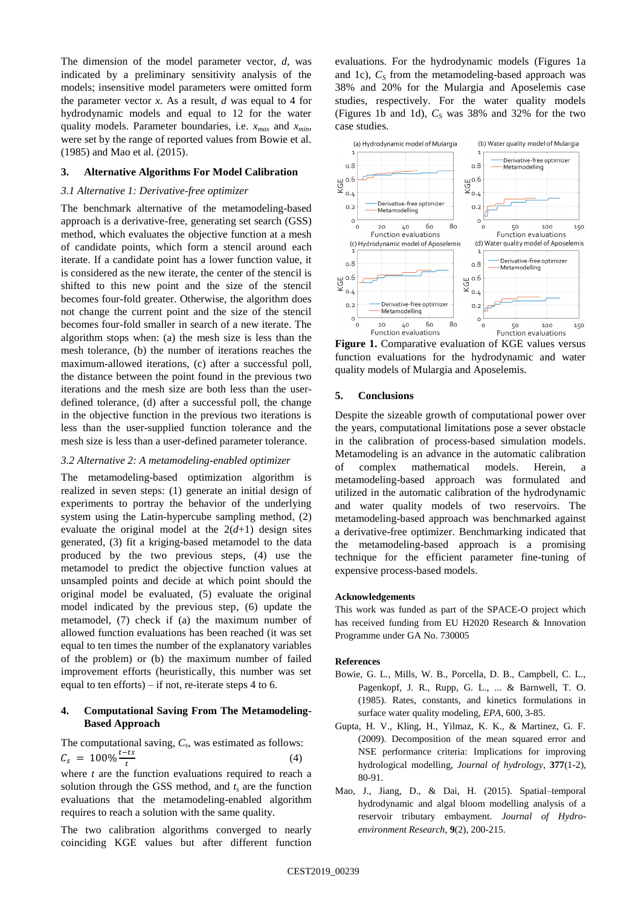The dimension of the model parameter vector, *d*, was indicated by a preliminary sensitivity analysis of the models; insensitive model parameters were omitted form the parameter vector *x*. As a result, *d* was equal to 4 for hydrodynamic models and equal to 12 for the water quality models. Parameter boundaries, i.e. $x_{max}$ and $x_{min}$, were set by the range of reported values from Bowie et al. (1985) and Mao et al. (2015).

## 3. Alternative Algorithms For Model Calibration

### *3.1 Alternative 1: Derivative-free optimizer*

The benchmark alternative of the metamodeling-based approach is a derivative-free, generating set search (GSS) method, which evaluates the objective function at a mesh of candidate points, which form a stencil around each iterate. If a candidate point has a lower function value, it is considered as the new iterate, the center of the stencil is shifted to this new point and the size of the stencil becomes four-fold greater. Otherwise, the algorithm does not change the current point and the size of the stencil becomes four-fold smaller in search of a new iterate. The algorithm stops when: (a) the mesh size is less than the mesh tolerance, (b) the number of iterations reaches the maximum-allowed iterations, (c) after a successful poll, the distance between the point found in the previous two iterations and the mesh size are both less than the user-defined tolerance, (d) after a successful poll, the change in the objective function in the previous two iterations is less than the user-supplied function tolerance and the mesh size is less than a user-defined parameter tolerance.

### *3.2 Alternative 2: A metamodeling-enabled optimizer*

The metamodeling-based optimization algorithm is realized in seven steps: (1) generate an initial design of experiments to portray the behavior of the underlying system using the Latin-hypercube sampling method, (2) evaluate the original model at the $2(d+1)$ design sites generated, (3) fit a kriging-based metamodel to the data produced by the two previous steps, (4) use the metamodel to predict the objective function values at unsampled points and decide at which point should the original model be evaluated, (5) evaluate the original model indicated by the previous step, (6) update the metamodel, (7) check if (a) the maximum number of allowed function evaluations has been reached (it was set equal to ten times the number of the explanatory variables of the problem) or (b) the maximum number of failed improvement efforts (heuristically, this number was set equal to ten efforts) – if not, re-iterate steps 4 to 6.

## 4. Computational Saving From The Metamodeling-Based Approach

The computational saving, $C_s$, was estimated as follows:

$$C_s = 100\% \frac{t - ts}{t} \tag{4}$$

where *t* are the function evaluations required to reach a solution through the GSS method, and $t_s$ are the function evaluations that the metamodeling-enabled algorithm requires to reach a solution with the same quality.

The two calibration algorithms converged to nearly coinciding KGE values but after different function evaluations. For the hydrodynamic models (Figures 1a and 1c), $C_S$ from the metamodeling-based approach was 38% and 20% for the Mulargia and Aposelemis case studies, respectively. For the water quality models (Figures 1b and 1d), $C_S$ was 38% and 32% for the two case studies.

(a) Hydrodynamic model of Mulargia
(b) Water quality model of Mulargia
(c) Hydrodynamic model of Aposelemis
(d) Water quality model of Aposelemis
KGE
Function evaluations
Derivative-free optimizer
Metamodelling

**Figure 1.** Comparative evaluation of KGE values versus function evaluations for the hydrodynamic and water quality models of Mulargia and Aposelemis.

## 5. Conclusions

Despite the sizeable growth of computational power over the years, computational limitations pose a sever obstacle in the calibration of process-based simulation models. Metamodeling is an advance in the automatic calibration of complex mathematical models. Herein, a metamodeling-based approach was formulated and utilized in the automatic calibration of the hydrodynamic and water quality models of two reservoirs. The metamodeling-based approach was benchmarked against a derivative-free optimizer. Benchmarking indicated that the metamodeling-based approach is a promising technique for the efficient parameter fine-tuning of expensive process-based models.

### Acknowledgements

This work was funded as part of the SPACE-O project which has received funding from EU H2020 Research & Innovation Programme under GA No. 730005

### References

Bowie, G. L., Mills, W. B., Porcella, D. B., Campbell, C. L., Pagenkopf, J. R., Rupp, G. L., ... & Barnwell, T. O. (1985). Rates, constants, and kinetics formulations in surface water quality modeling, *EPA*, 600, 3-85.

Gupta, H. V., Kling, H., Yilmaz, K. K., & Martinez, G. F. (2009). Decomposition of the mean squared error and NSE performance criteria: Implications for improving hydrological modelling, *Journal of hydrology*, **377**(1-2), 80-91.

Mao, J., Jiang, D., & Dai, H. (2015). Spatial–temporal hydrodynamic and algal bloom modelling analysis of a reservoir tributary embayment. *Journal of Hydro-environment Research*, **9**(2), 200-215.